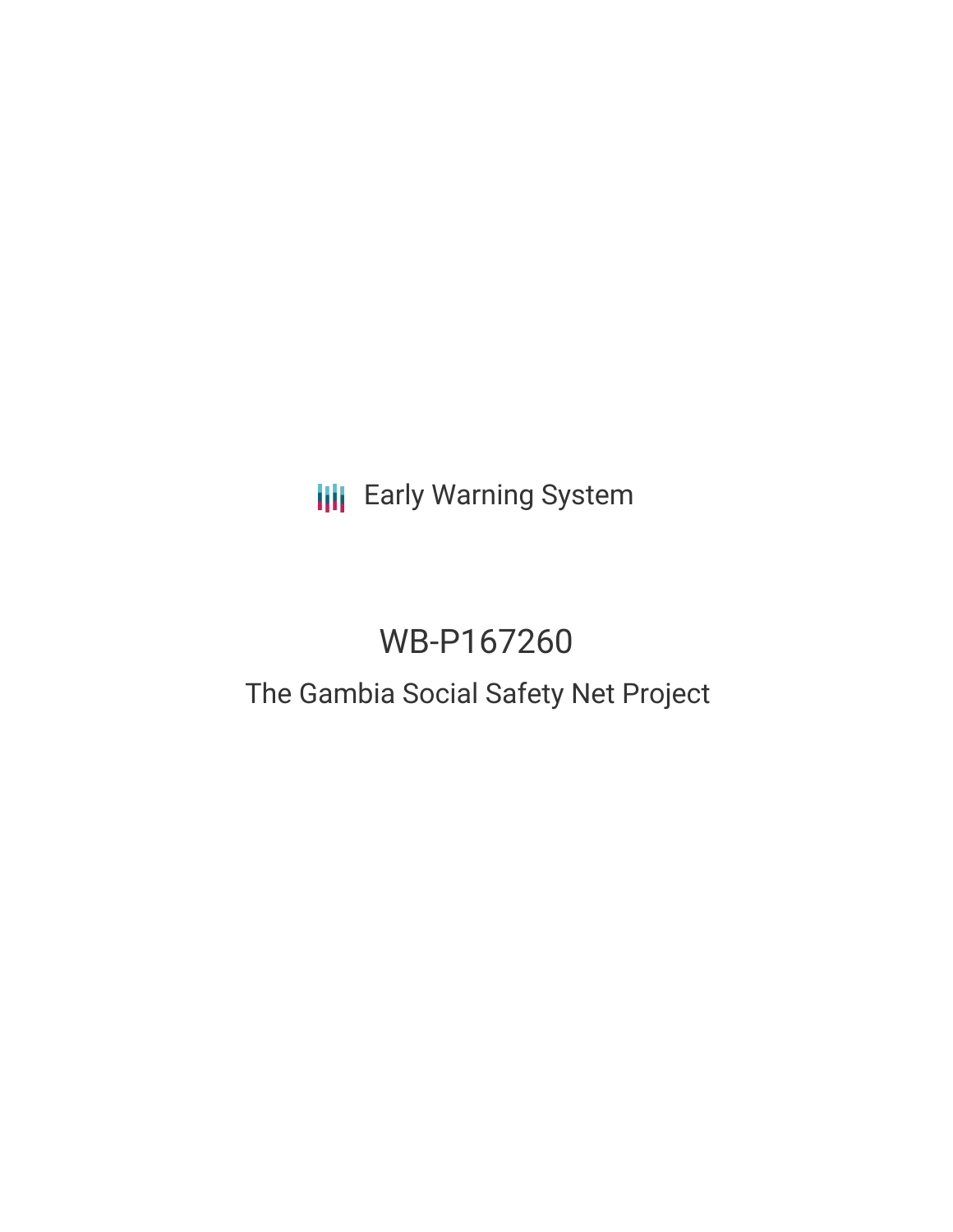Early Warning System

# WB-P167260

## The Gambia Social Safety Net Project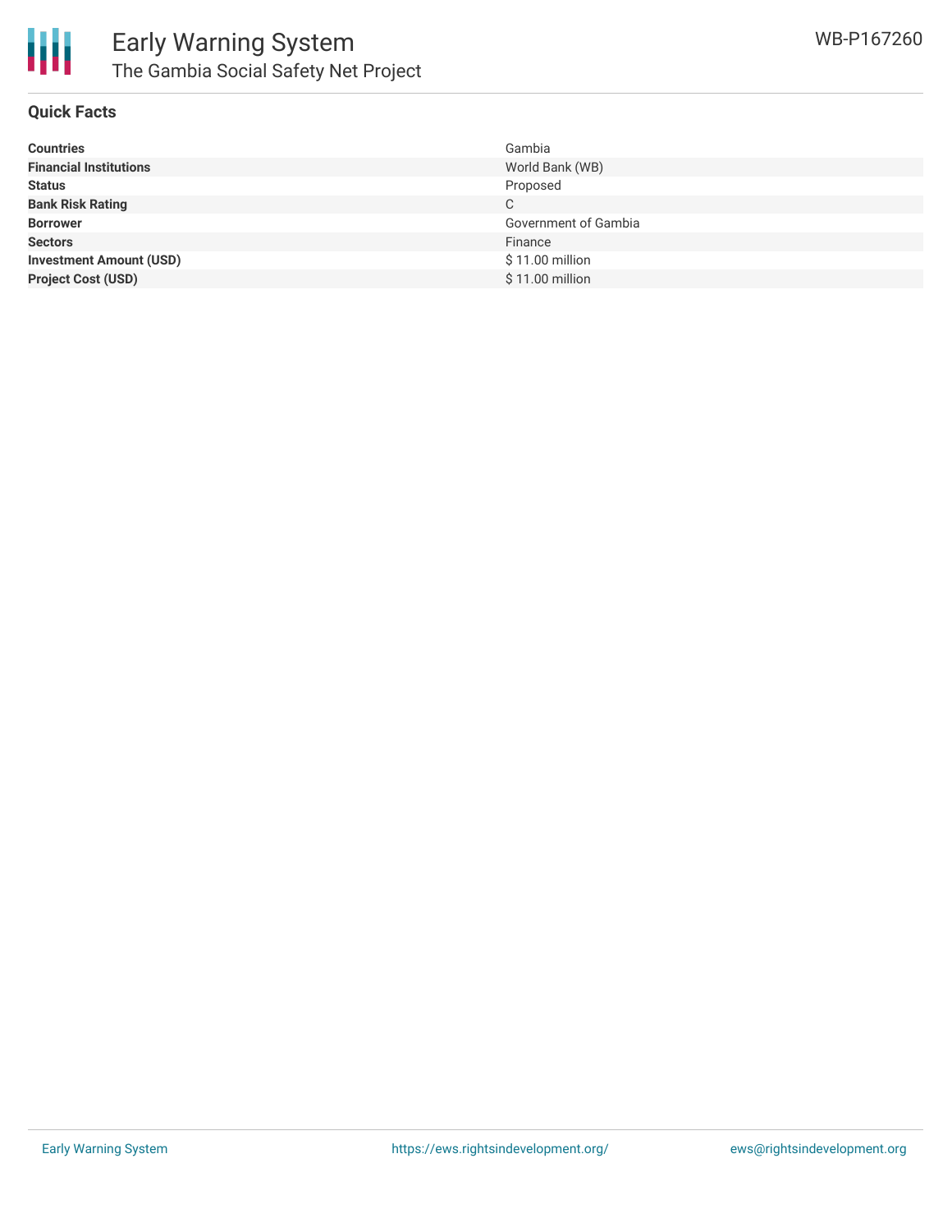# Early Warning System

## The Gambia Social Safety Net Project

WB-P167260

### Quick Facts

| | |
|---|---|
| **Countries** | Gambia |
| **Financial Institutions** | World Bank (WB) |
| **Status** | Proposed |
| **Bank Risk Rating** | C |
| **Borrower** | Government of Gambia |
| **Sectors** | Finance |
| **Investment Amount (USD)** | $ 11.00 million |
| **Project Cost (USD)** | $ 11.00 million |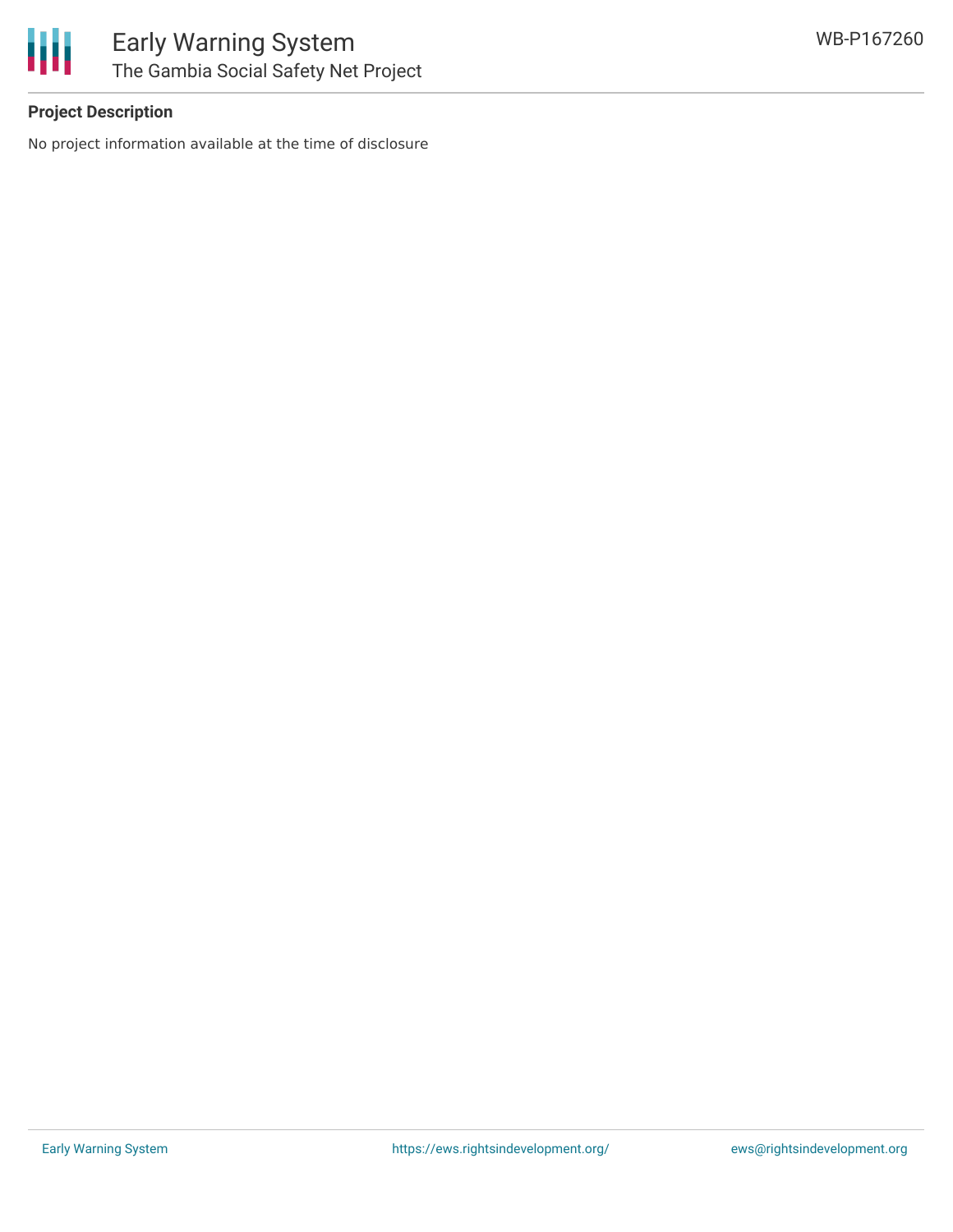**Project Description**

No project information available at the time of disclosure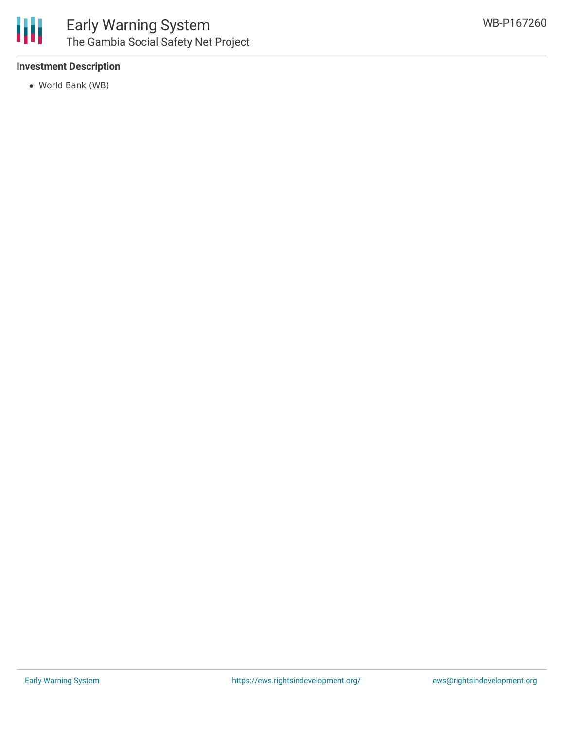**Investment Description**

- World Bank (WB)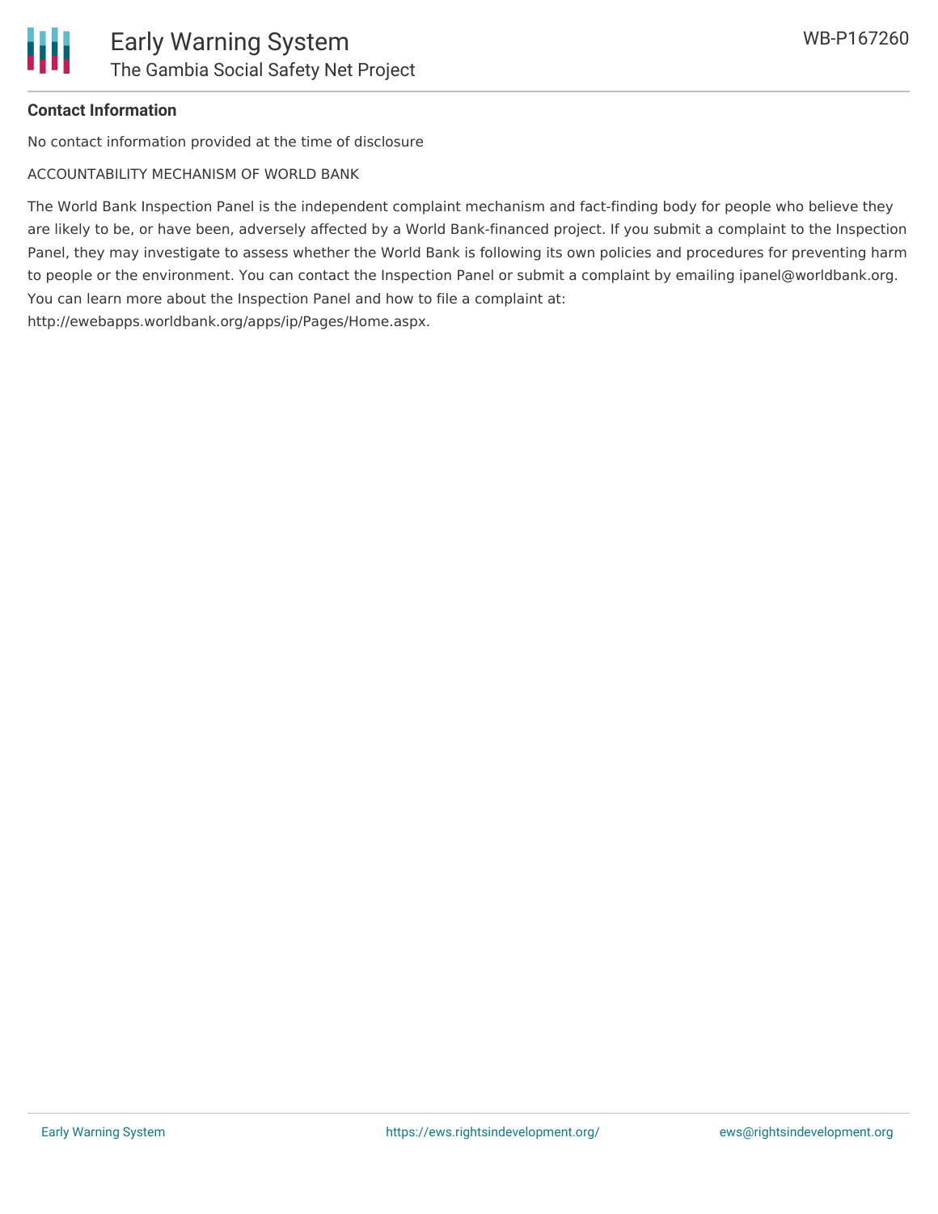**Contact Information**

No contact information provided at the time of disclosure

ACCOUNTABILITY MECHANISM OF WORLD BANK

The World Bank Inspection Panel is the independent complaint mechanism and fact-finding body for people who believe they are likely to be, or have been, adversely affected by a World Bank-financed project. If you submit a complaint to the Inspection Panel, they may investigate to assess whether the World Bank is following its own policies and procedures for preventing harm to people or the environment. You can contact the Inspection Panel or submit a complaint by emailing ipanel@worldbank.org. You can learn more about the Inspection Panel and how to file a complaint at: http://ewebapps.worldbank.org/apps/ip/Pages/Home.aspx.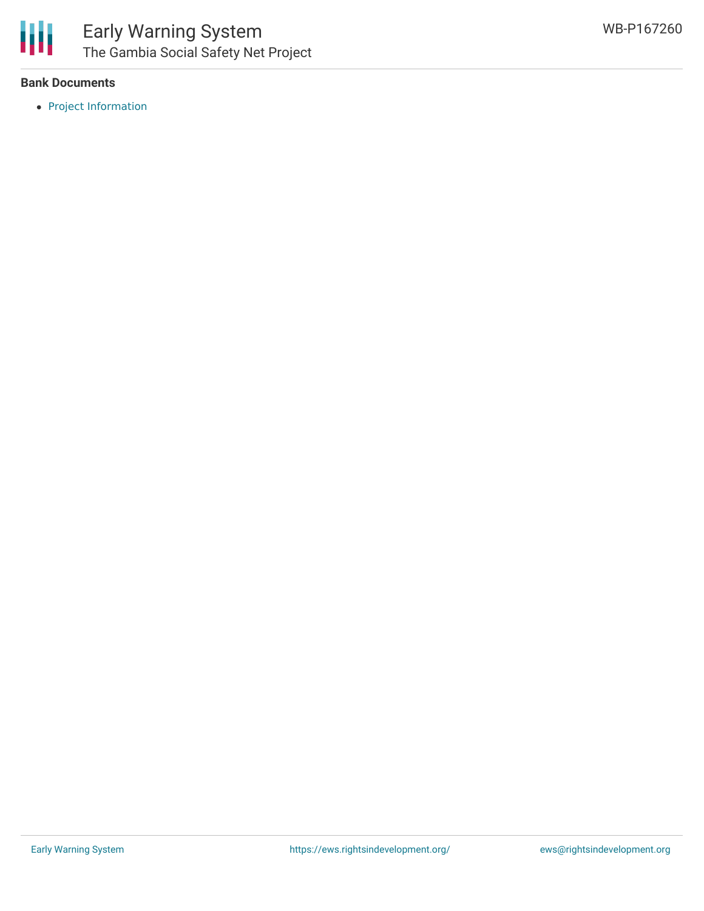**Bank Documents**

- Project Information